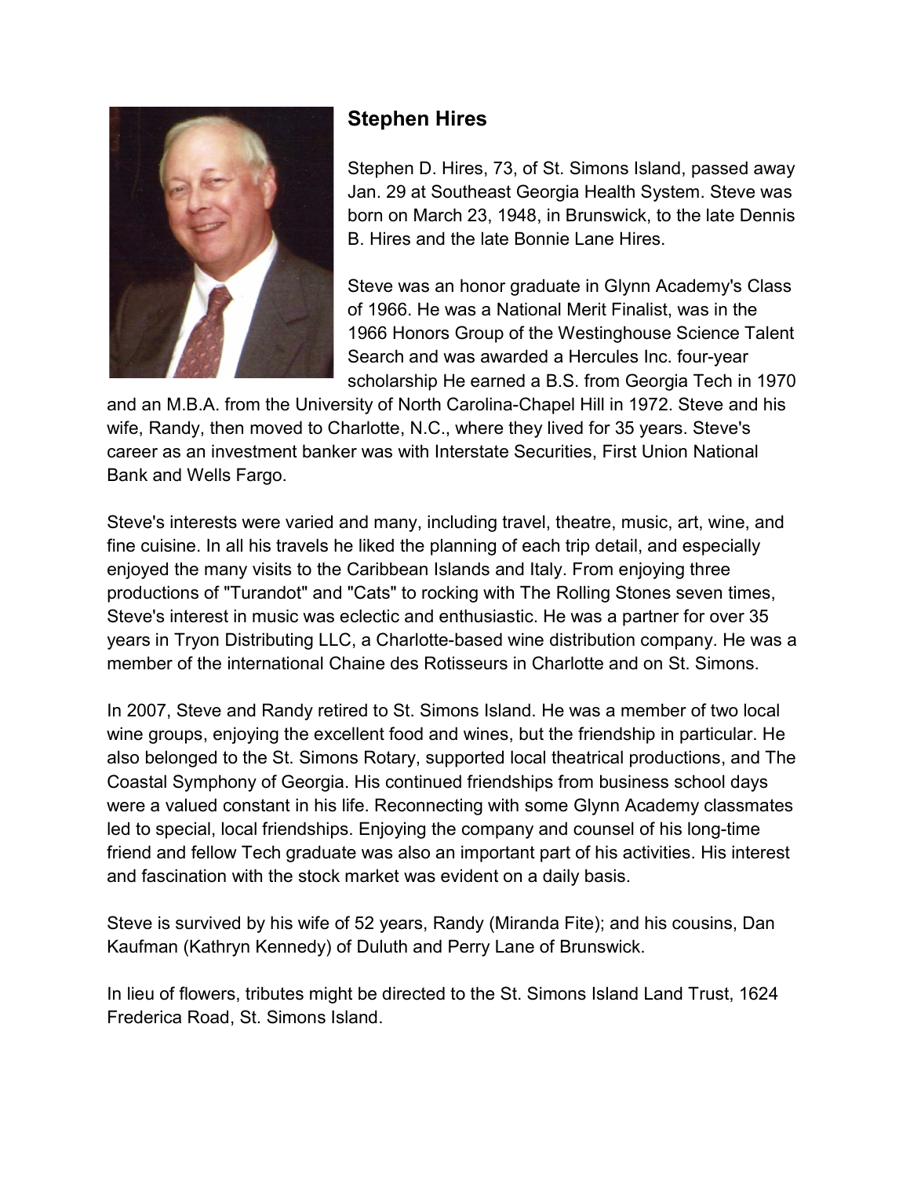## Stephen Hires

Stephen D. Hires, 73, of St. Simons Island, passed away Jan. 29 at Southeast Georgia Health System. Steve was born on March 23, 1948, in Brunswick, to the late Dennis B. Hires and the late Bonnie Lane Hires.

Steve was an honor graduate in Glynn Academy's Class of 1966. He was a National Merit Finalist, was in the 1966 Honors Group of the Westinghouse Science Talent Search and was awarded a Hercules Inc. four-year scholarship He earned a B.S. from Georgia Tech in 1970 and an M.B.A. from the University of North Carolina-Chapel Hill in 1972. Steve and his wife, Randy, then moved to Charlotte, N.C., where they lived for 35 years. Steve's career as an investment banker was with Interstate Securities, First Union National Bank and Wells Fargo.

Steve's interests were varied and many, including travel, theatre, music, art, wine, and fine cuisine. In all his travels he liked the planning of each trip detail, and especially enjoyed the many visits to the Caribbean Islands and Italy. From enjoying three productions of "Turandot" and "Cats" to rocking with The Rolling Stones seven times, Steve's interest in music was eclectic and enthusiastic. He was a partner for over 35 years in Tryon Distributing LLC, a Charlotte-based wine distribution company. He was a member of the international Chaine des Rotisseurs in Charlotte and on St. Simons.

In 2007, Steve and Randy retired to St. Simons Island. He was a member of two local wine groups, enjoying the excellent food and wines, but the friendship in particular. He also belonged to the St. Simons Rotary, supported local theatrical productions, and The Coastal Symphony of Georgia. His continued friendships from business school days were a valued constant in his life. Reconnecting with some Glynn Academy classmates led to special, local friendships. Enjoying the company and counsel of his long-time friend and fellow Tech graduate was also an important part of his activities. His interest and fascination with the stock market was evident on a daily basis.

Steve is survived by his wife of 52 years, Randy (Miranda Fite); and his cousins, Dan Kaufman (Kathryn Kennedy) of Duluth and Perry Lane of Brunswick.

In lieu of flowers, tributes might be directed to the St. Simons Island Land Trust, 1624 Frederica Road, St. Simons Island.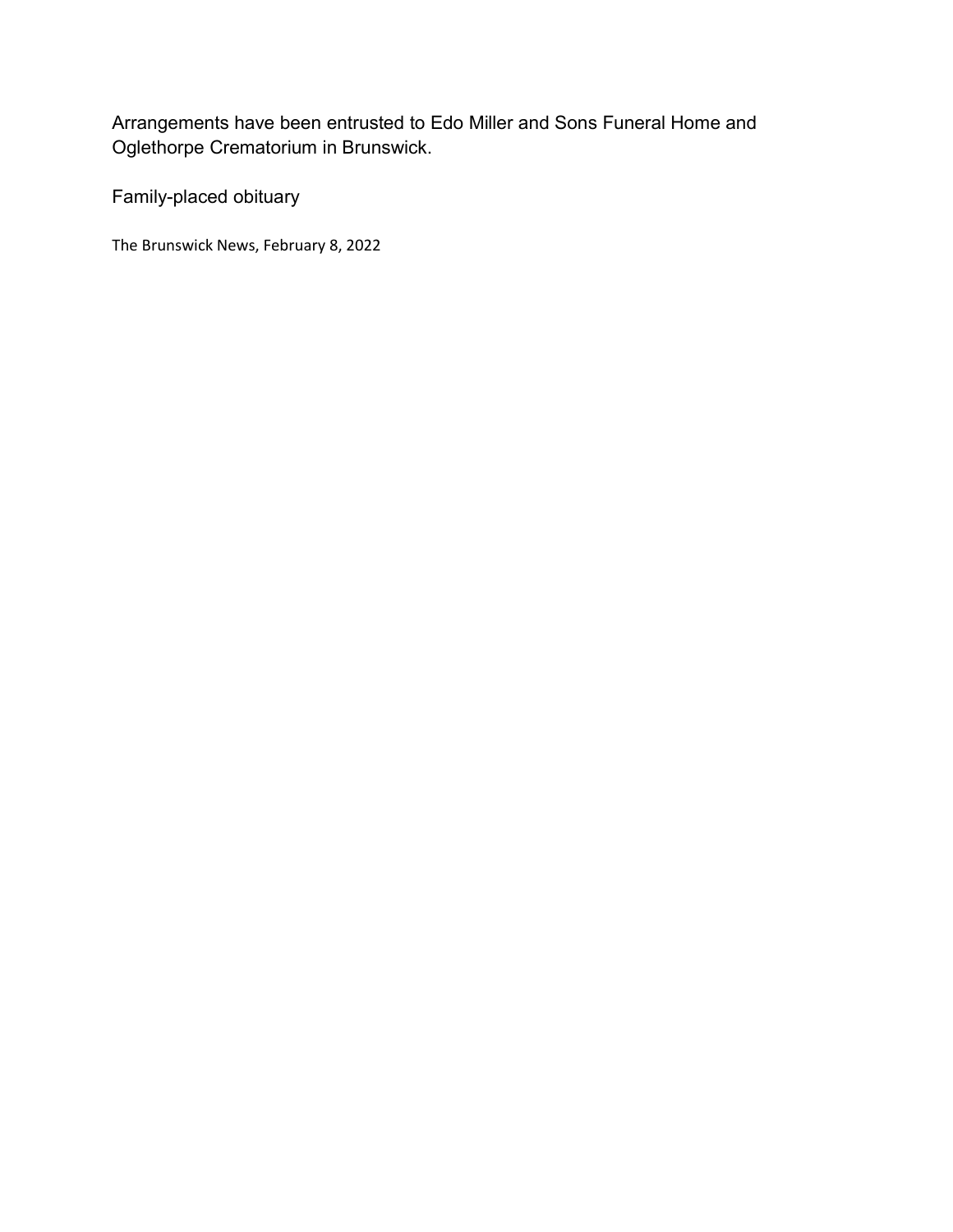Arrangements have been entrusted to Edo Miller and Sons Funeral Home and Oglethorpe Crematorium in Brunswick.

Family-placed obituary

The Brunswick News, February 8, 2022